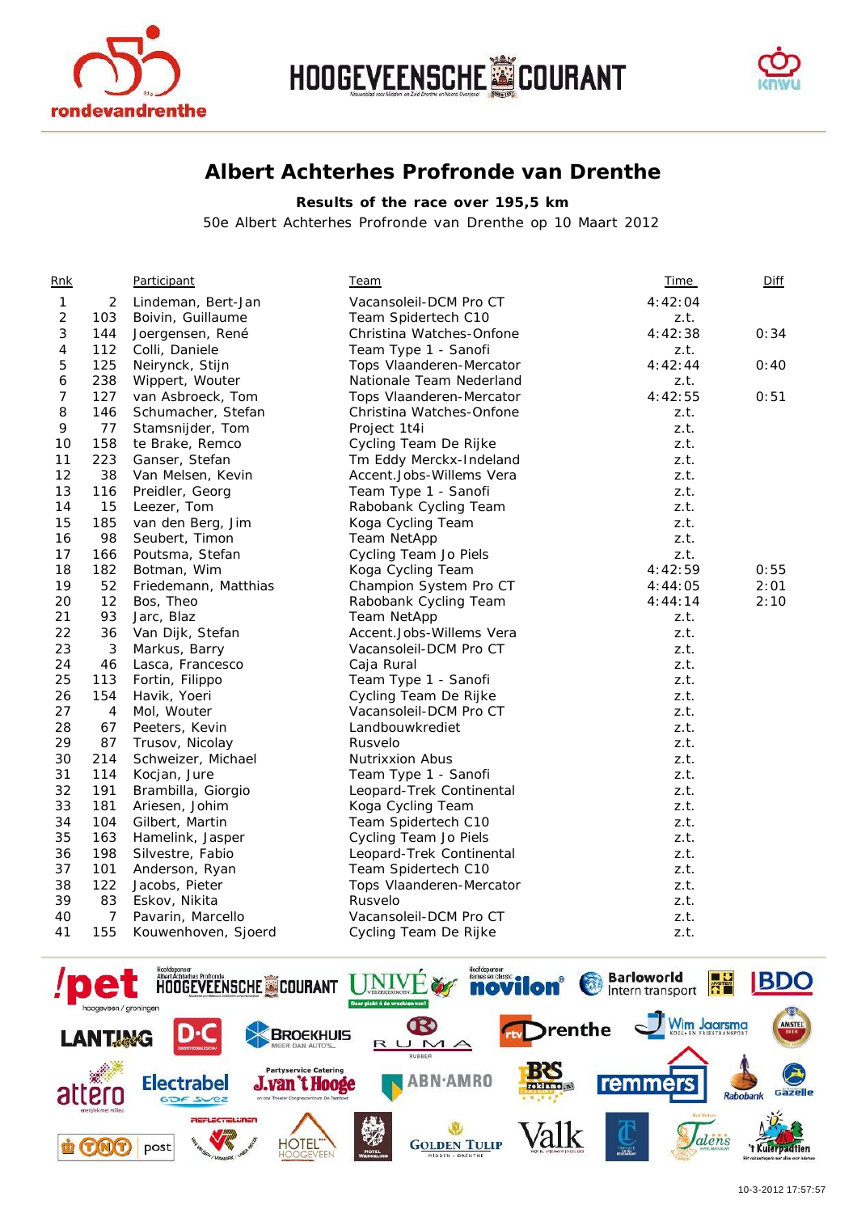# Albert Achterhes Profronde van Drenthe

**Results of the race over 195,5 km**

50e Albert Achterhes Profronde van Drenthe op 10 Maart 2012

| Rnk | | Participant | Team | Time | Diff |
|---|---|---|---|---|---|
| 1 | 2 | Lindeman, Bert-Jan | Vacansoleil-DCM Pro CT | 4:42:04 | |
| 2 | 103 | Boivin, Guillaume | Team Spidertech C10 | z.t. | |
| 3 | 144 | Joergensen, René | Christina Watches-Onfone | 4:42:38 | 0:34 |
| 4 | 112 | Colli, Daniele | Team Type 1 - Sanofi | z.t. | |
| 5 | 125 | Neirynck, Stijn | Tops Vlaanderen-Mercator | 4:42:44 | 0:40 |
| 6 | 238 | Wippert, Wouter | Nationale Team Nederland | z.t. | |
| 7 | 127 | van Asbroeck, Tom | Tops Vlaanderen-Mercator | 4:42:55 | 0:51 |
| 8 | 146 | Schumacher, Stefan | Christina Watches-Onfone | z.t. | |
| 9 | 77 | Stamsnijder, Tom | Project 1t4i | z.t. | |
| 10 | 158 | te Brake, Remco | Cycling Team De Rijke | z.t. | |
| 11 | 223 | Ganser, Stefan | Tm Eddy Merckx-Indeland | z.t. | |
| 12 | 38 | Van Melsen, Kevin | Accent.Jobs-Willems Vera | z.t. | |
| 13 | 116 | Preidler, Georg | Team Type 1 - Sanofi | z.t. | |
| 14 | 15 | Leezer, Tom | Rabobank Cycling Team | z.t. | |
| 15 | 185 | van den Berg, Jim | Koga Cycling Team | z.t. | |
| 16 | 98 | Seubert, Timon | Team NetApp | z.t. | |
| 17 | 166 | Poutsma, Stefan | Cycling Team Jo Piels | z.t. | |
| 18 | 182 | Botman, Wim | Koga Cycling Team | 4:42:59 | 0:55 |
| 19 | 52 | Friedemann, Matthias | Champion System Pro CT | 4:44:05 | 2:01 |
| 20 | 12 | Bos, Theo | Rabobank Cycling Team | 4:44:14 | 2:10 |
| 21 | 93 | Jarc, Blaz | Team NetApp | z.t. | |
| 22 | 36 | Van Dijk, Stefan | Accent.Jobs-Willems Vera | z.t. | |
| 23 | 3 | Markus, Barry | Vacansoleil-DCM Pro CT | z.t. | |
| 24 | 46 | Lasca, Francesco | Caja Rural | z.t. | |
| 25 | 113 | Fortin, Filippo | Team Type 1 - Sanofi | z.t. | |
| 26 | 154 | Havik, Yoeri | Cycling Team De Rijke | z.t. | |
| 27 | 4 | Mol, Wouter | Vacansoleil-DCM Pro CT | z.t. | |
| 28 | 67 | Peeters, Kevin | Landbouwkrediet | z.t. | |
| 29 | 87 | Trusov, Nicolay | Rusvelo | z.t. | |
| 30 | 214 | Schweizer, Michael | Nutrixxion Abus | z.t. | |
| 31 | 114 | Kocjan, Jure | Team Type 1 - Sanofi | z.t. | |
| 32 | 191 | Brambilla, Giorgio | Leopard-Trek Continental | z.t. | |
| 33 | 181 | Ariesen, Johim | Koga Cycling Team | z.t. | |
| 34 | 104 | Gilbert, Martin | Team Spidertech C10 | z.t. | |
| 35 | 163 | Hamelink, Jasper | Cycling Team Jo Piels | z.t. | |
| 36 | 198 | Silvestre, Fabio | Leopard-Trek Continental | z.t. | |
| 37 | 101 | Anderson, Ryan | Team Spidertech C10 | z.t. | |
| 38 | 122 | Jacobs, Pieter | Tops Vlaanderen-Mercator | z.t. | |
| 39 | 83 | Eskov, Nikita | Rusvelo | z.t. | |
| 40 | 7 | Pavarin, Marcello | Vacansoleil-DCM Pro CT | z.t. | |
| 41 | 155 | Kouwenhoven, Sjoerd | Cycling Team De Rijke | z.t. | |

10-3-2012 17:57:57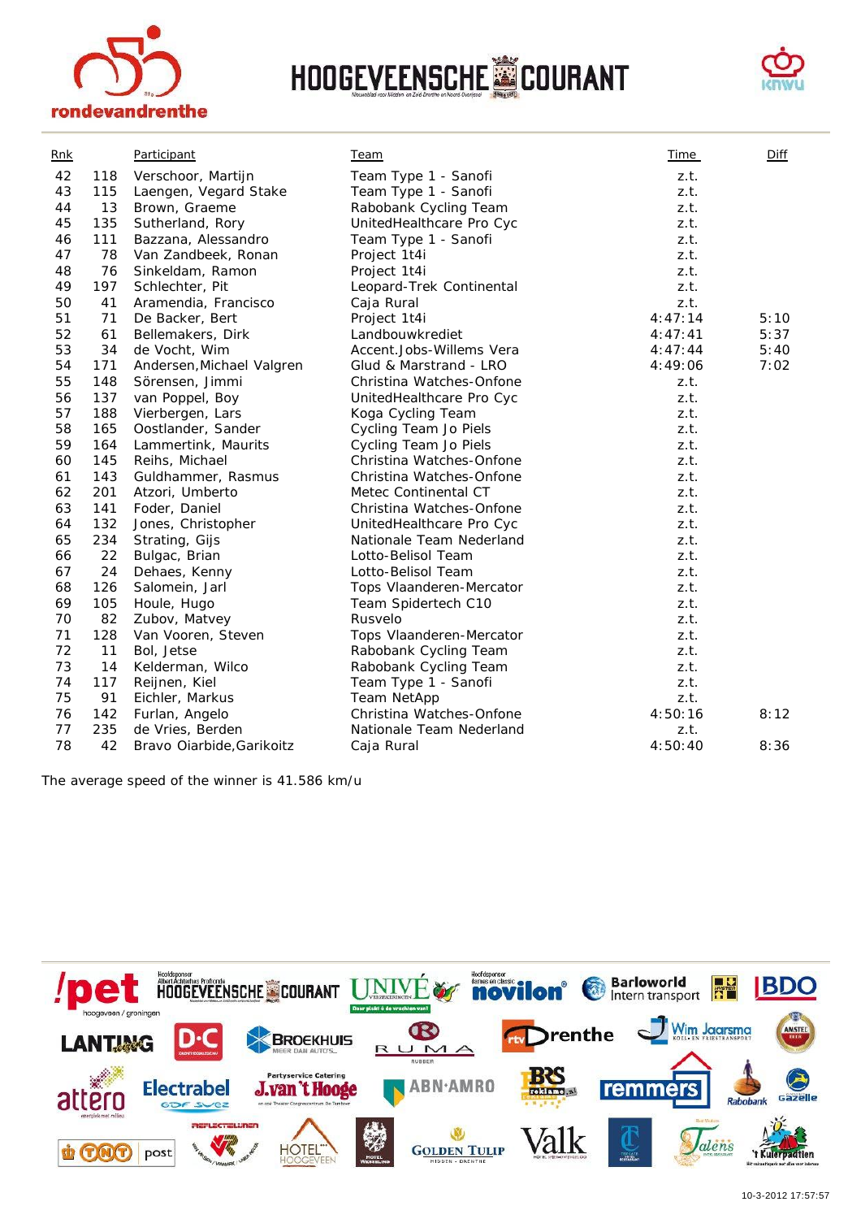| Rnk | | Participant | Team | Time | Diff |
|---|---|---|---|---|---|
| 42 | 118 | Verschoor, Martijn | Team Type 1 - Sanofi | z.t. | |
| 43 | 115 | Laengen, Vegard Stake | Team Type 1 - Sanofi | z.t. | |
| 44 | 13 | Brown, Graeme | Rabobank Cycling Team | z.t. | |
| 45 | 135 | Sutherland, Rory | UnitedHealthcare Pro Cyc | z.t. | |
| 46 | 111 | Bazzana, Alessandro | Team Type 1 - Sanofi | z.t. | |
| 47 | 78 | Van Zandbeek, Ronan | Project 1t4i | z.t. | |
| 48 | 76 | Sinkeldam, Ramon | Project 1t4i | z.t. | |
| 49 | 197 | Schlechter, Pit | Leopard-Trek Continental | z.t. | |
| 50 | 41 | Aramendia, Francisco | Caja Rural | z.t. | |
| 51 | 71 | De Backer, Bert | Project 1t4i | 4:47:14 | 5:10 |
| 52 | 61 | Bellemakers, Dirk | Landbouwkrediet | 4:47:41 | 5:37 |
| 53 | 34 | de Vocht, Wim | Accent.Jobs-Willems Vera | 4:47:44 | 5:40 |
| 54 | 171 | Andersen,Michael Valgren | Glud & Marstrand - LRO | 4:49:06 | 7:02 |
| 55 | 148 | Sörensen, Jimmi | Christina Watches-Onfone | z.t. | |
| 56 | 137 | van Poppel, Boy | UnitedHealthcare Pro Cyc | z.t. | |
| 57 | 188 | Vierbergen, Lars | Koga Cycling Team | z.t. | |
| 58 | 165 | Oostlander, Sander | Cycling Team Jo Piels | z.t. | |
| 59 | 164 | Lammertink, Maurits | Cycling Team Jo Piels | z.t. | |
| 60 | 145 | Reihs, Michael | Christina Watches-Onfone | z.t. | |
| 61 | 143 | Guldhammer, Rasmus | Christina Watches-Onfone | z.t. | |
| 62 | 201 | Atzori, Umberto | Metec Continental CT | z.t. | |
| 63 | 141 | Foder, Daniel | Christina Watches-Onfone | z.t. | |
| 64 | 132 | Jones, Christopher | UnitedHealthcare Pro Cyc | z.t. | |
| 65 | 234 | Strating, Gijs | Nationale Team Nederland | z.t. | |
| 66 | 22 | Bulgac, Brian | Lotto-Belisol Team | z.t. | |
| 67 | 24 | Dehaes, Kenny | Lotto-Belisol Team | z.t. | |
| 68 | 126 | Salomein, Jarl | Tops Vlaanderen-Mercator | z.t. | |
| 69 | 105 | Houle, Hugo | Team Spidertech C10 | z.t. | |
| 70 | 82 | Zubov, Matvey | Rusvelo | z.t. | |
| 71 | 128 | Van Vooren, Steven | Tops Vlaanderen-Mercator | z.t. | |
| 72 | 11 | Bol, Jetse | Rabobank Cycling Team | z.t. | |
| 73 | 14 | Kelderman, Wilco | Rabobank Cycling Team | z.t. | |
| 74 | 117 | Reijnen, Kiel | Team Type 1 - Sanofi | z.t. | |
| 75 | 91 | Eichler, Markus | Team NetApp | z.t. | |
| 76 | 142 | Furlan, Angelo | Christina Watches-Onfone | 4:50:16 | 8:12 |
| 77 | 235 | de Vries, Berden | Nationale Team Nederland | z.t. | |
| 78 | 42 | Bravo Oiarbide,Garikoitz | Caja Rural | 4:50:40 | 8:36 |

The average speed of the winner is 41.586 km/u

10-3-2012 17:57:57